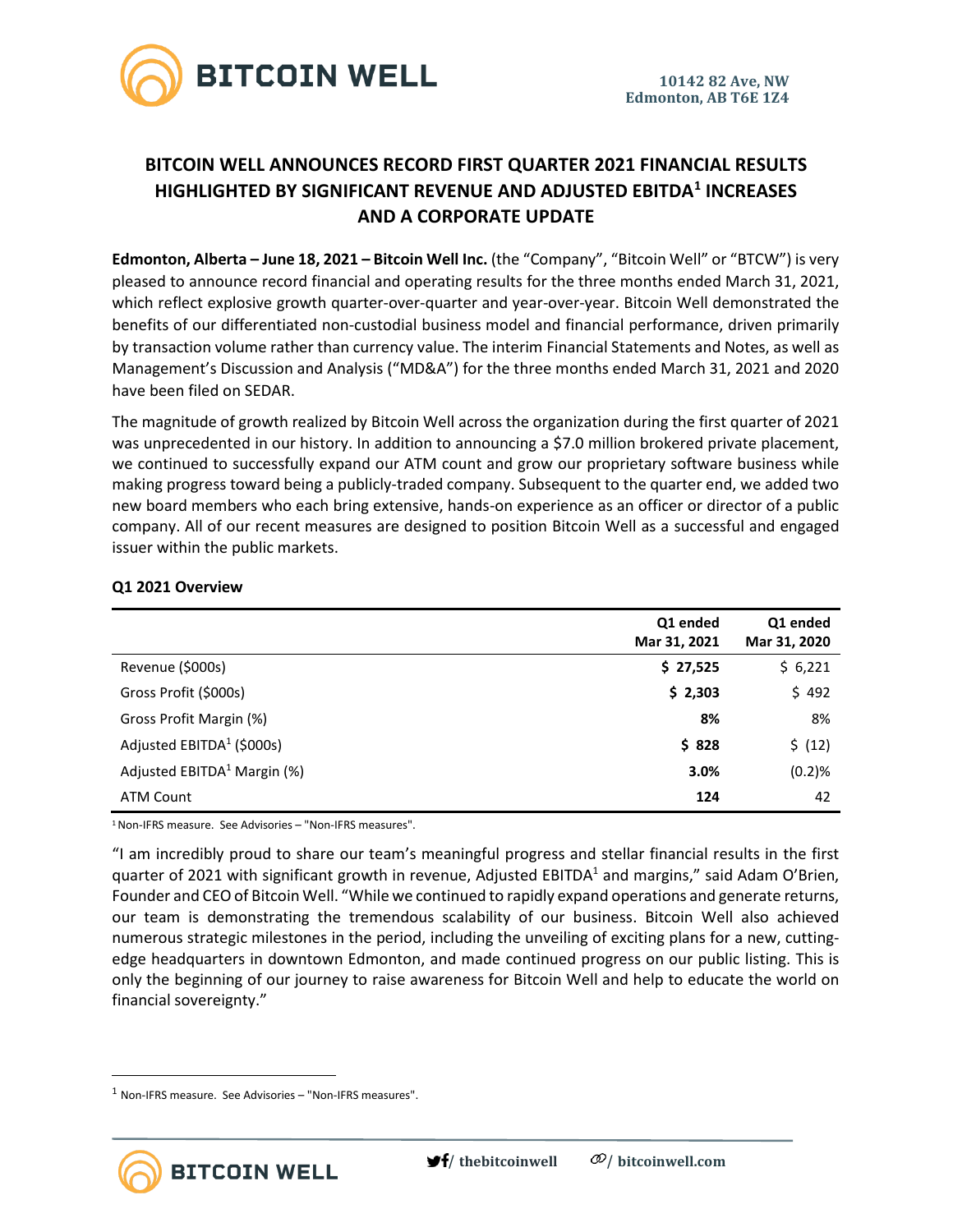10142 82 Ave, NW
Edmonton, AB T6E 1Z4

# BITCOIN WELL ANNOUNCES RECORD FIRST QUARTER 2021 FINANCIAL RESULTS HIGHLIGHTED BY SIGNIFICANT REVENUE AND ADJUSTED EBITDA[1] INCREASES AND A CORPORATE UPDATE

**Edmonton, Alberta – June 18, 2021 – Bitcoin Well Inc.** (the "Company", "Bitcoin Well" or "BTCW") is very pleased to announce record financial and operating results for the three months ended March 31, 2021, which reflect explosive growth quarter-over-quarter and year-over-year. Bitcoin Well demonstrated the benefits of our differentiated non-custodial business model and financial performance, driven primarily by transaction volume rather than currency value. The interim Financial Statements and Notes, as well as Management's Discussion and Analysis ("MD&A") for the three months ended March 31, 2021 and 2020 have been filed on SEDAR.

The magnitude of growth realized by Bitcoin Well across the organization during the first quarter of 2021 was unprecedented in our history. In addition to announcing a $7.0 million brokered private placement, we continued to successfully expand our ATM count and grow our proprietary software business while making progress toward being a publicly-traded company. Subsequent to the quarter end, we added two new board members who each bring extensive, hands-on experience as an officer or director of a public company. All of our recent measures are designed to position Bitcoin Well as a successful and engaged issuer within the public markets.

### Q1 2021 Overview

| | Q1 ended Mar 31, 2021 | Q1 ended Mar 31, 2020 |
|---|---|---|
| Revenue ($000s) | **$ 27,525** | $ 6,221 |
| Gross Profit ($000s) | **$ 2,303** | $ 492 |
| Gross Profit Margin (%) | **8%** | 8% |
| Adjusted EBITDA[1] ($000s) | **$ 828** | $ (12) |
| Adjusted EBITDA[1] Margin (%) | **3.0%** | (0.2)% |
| ATM Count | **124** | 42 |

[1] Non-IFRS measure. See Advisories – "Non-IFRS measures".

"I am incredibly proud to share our team's meaningful progress and stellar financial results in the first quarter of 2021 with significant growth in revenue, Adjusted EBITDA[1] and margins," said Adam O'Brien, Founder and CEO of Bitcoin Well. "While we continued to rapidly expand operations and generate returns, our team is demonstrating the tremendous scalability of our business. Bitcoin Well also achieved numerous strategic milestones in the period, including the unveiling of exciting plans for a new, cutting-edge headquarters in downtown Edmonton, and made continued progress on our public listing. This is only the beginning of our journey to raise awareness for Bitcoin Well and help to educate the world on financial sovereignty."

[1] Non-IFRS measure. See Advisories – "Non-IFRS measures".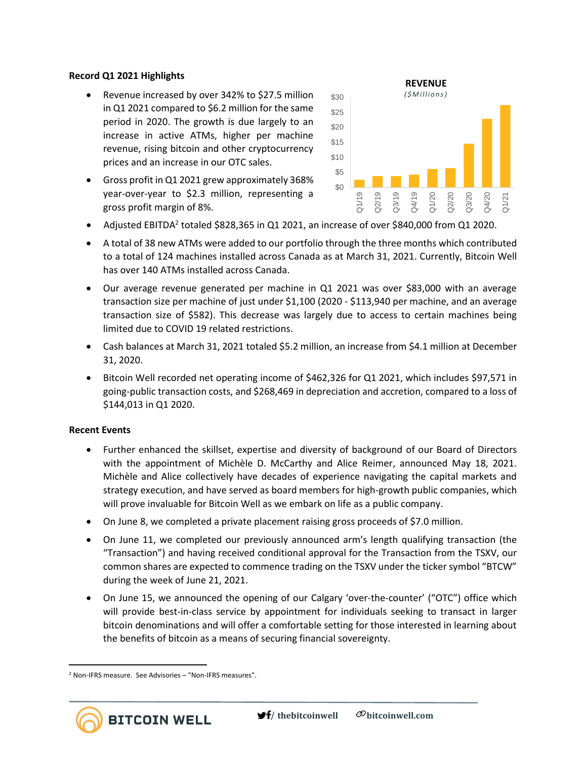**Record Q1 2021 Highlights**

- Revenue increased by over 342% to $27.5 million in Q1 2021 compared to $6.2 million for the same period in 2020. The growth is due largely to an increase in active ATMs, higher per machine revenue, rising bitcoin and other cryptocurrency prices and an increase in our OTC sales.
- Gross profit in Q1 2021 grew approximately 368% year-over-year to $2.3 million, representing a gross profit margin of 8%.
- Adjusted EBITDA[2] totaled $828,365 in Q1 2021, an increase of over $840,000 from Q1 2020.
- A total of 38 new ATMs were added to our portfolio through the three months which contributed to a total of 124 machines installed across Canada as at March 31, 2021. Currently, Bitcoin Well has over 140 ATMs installed across Canada.
- Our average revenue generated per machine in Q1 2021 was over $83,000 with an average transaction size per machine of just under $1,100 (2020 - $113,940 per machine, and an average transaction size of $582). This decrease was largely due to access to certain machines being limited due to COVID 19 related restrictions.
- Cash balances at March 31, 2021 totaled $5.2 million, an increase from $4.1 million at December 31, 2020.
- Bitcoin Well recorded net operating income of $462,326 for Q1 2021, which includes $97,571 in going-public transaction costs, and $268,469 in depreciation and accretion, compared to a loss of $144,013 in Q1 2020.

**REVENUE**
*($Millions)*

| Quarter | Q1/19 | Q2/19 | Q3/19 | Q4/19 | Q1/20 | Q2/20 | Q3/20 | Q4/20 | Q1/21 |
|---|---|---|---|---|---|---|---|---|---|

**Recent Events**

- Further enhanced the skillset, expertise and diversity of background of our Board of Directors with the appointment of Michèle D. McCarthy and Alice Reimer, announced May 18, 2021. Michèle and Alice collectively have decades of experience navigating the capital markets and strategy execution, and have served as board members for high-growth public companies, which will prove invaluable for Bitcoin Well as we embark on life as a public company.
- On June 8, we completed a private placement raising gross proceeds of $7.0 million.
- On June 11, we completed our previously announced arm's length qualifying transaction (the "Transaction") and having received conditional approval for the Transaction from the TSXV, our common shares are expected to commence trading on the TSXV under the ticker symbol "BTCW" during the week of June 21, 2021.
- On June 15, we announced the opening of our Calgary 'over-the-counter' ("OTC") office which will provide best-in-class service by appointment for individuals seeking to transact in larger bitcoin denominations and will offer a comfortable setting for those interested in learning about the benefits of bitcoin as a means of securing financial sovereignty.

---

[2] Non-IFRS measure. See Advisories – "Non-IFRS measures".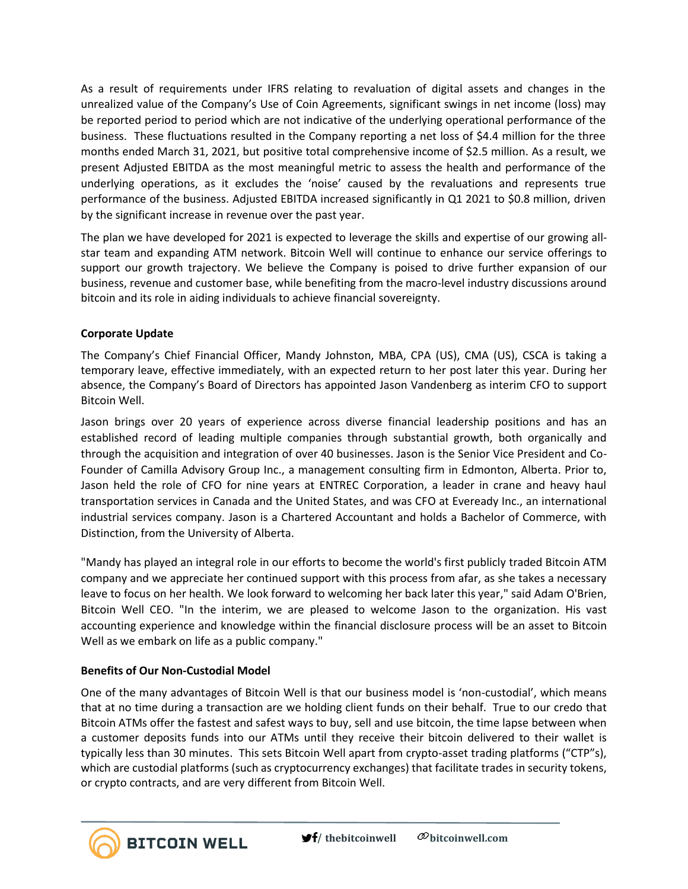As a result of requirements under IFRS relating to revaluation of digital assets and changes in the unrealized value of the Company's Use of Coin Agreements, significant swings in net income (loss) may be reported period to period which are not indicative of the underlying operational performance of the business. These fluctuations resulted in the Company reporting a net loss of $4.4 million for the three months ended March 31, 2021, but positive total comprehensive income of $2.5 million. As a result, we present Adjusted EBITDA as the most meaningful metric to assess the health and performance of the underlying operations, as it excludes the 'noise' caused by the revaluations and represents true performance of the business. Adjusted EBITDA increased significantly in Q1 2021 to $0.8 million, driven by the significant increase in revenue over the past year.

The plan we have developed for 2021 is expected to leverage the skills and expertise of our growing all-star team and expanding ATM network. Bitcoin Well will continue to enhance our service offerings to support our growth trajectory. We believe the Company is poised to drive further expansion of our business, revenue and customer base, while benefiting from the macro-level industry discussions around bitcoin and its role in aiding individuals to achieve financial sovereignty.

**Corporate Update**

The Company's Chief Financial Officer, Mandy Johnston, MBA, CPA (US), CMA (US), CSCA is taking a temporary leave, effective immediately, with an expected return to her post later this year. During her absence, the Company's Board of Directors has appointed Jason Vandenberg as interim CFO to support Bitcoin Well.

Jason brings over 20 years of experience across diverse financial leadership positions and has an established record of leading multiple companies through substantial growth, both organically and through the acquisition and integration of over 40 businesses. Jason is the Senior Vice President and Co-Founder of Camilla Advisory Group Inc., a management consulting firm in Edmonton, Alberta. Prior to, Jason held the role of CFO for nine years at ENTREC Corporation, a leader in crane and heavy haul transportation services in Canada and the United States, and was CFO at Eveready Inc., an international industrial services company. Jason is a Chartered Accountant and holds a Bachelor of Commerce, with Distinction, from the University of Alberta.

"Mandy has played an integral role in our efforts to become the world's first publicly traded Bitcoin ATM company and we appreciate her continued support with this process from afar, as she takes a necessary leave to focus on her health. We look forward to welcoming her back later this year," said Adam O'Brien, Bitcoin Well CEO. "In the interim, we are pleased to welcome Jason to the organization. His vast accounting experience and knowledge within the financial disclosure process will be an asset to Bitcoin Well as we embark on life as a public company."

**Benefits of Our Non-Custodial Model**

One of the many advantages of Bitcoin Well is that our business model is 'non-custodial', which means that at no time during a transaction are we holding client funds on their behalf. True to our credo that Bitcoin ATMs offer the fastest and safest ways to buy, sell and use bitcoin, the time lapse between when a customer deposits funds into our ATMs until they receive their bitcoin delivered to their wallet is typically less than 30 minutes. This sets Bitcoin Well apart from crypto-asset trading platforms ("CTP"s), which are custodial platforms (such as cryptocurrency exchanges) that facilitate trades in security tokens, or crypto contracts, and are very different from Bitcoin Well.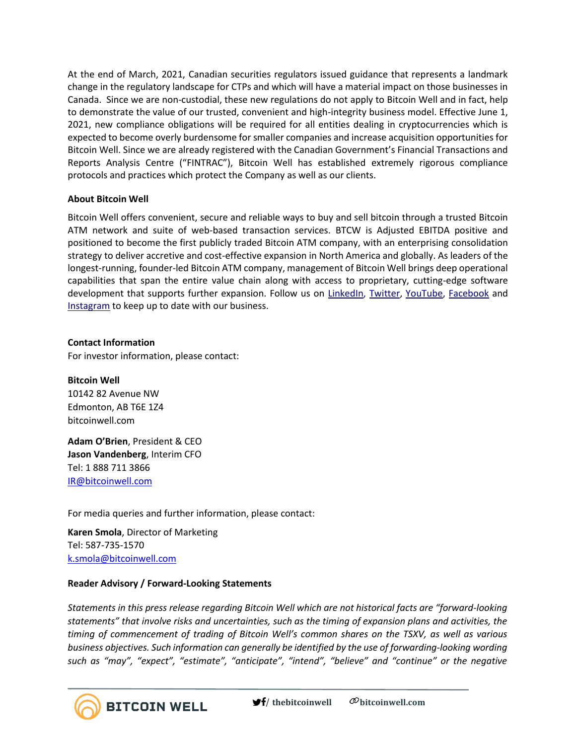At the end of March, 2021, Canadian securities regulators issued guidance that represents a landmark change in the regulatory landscape for CTPs and which will have a material impact on those businesses in Canada. Since we are non-custodial, these new regulations do not apply to Bitcoin Well and in fact, help to demonstrate the value of our trusted, convenient and high-integrity business model. Effective June 1, 2021, new compliance obligations will be required for all entities dealing in cryptocurrencies which is expected to become overly burdensome for smaller companies and increase acquisition opportunities for Bitcoin Well. Since we are already registered with the Canadian Government's Financial Transactions and Reports Analysis Centre ("FINTRAC"), Bitcoin Well has established extremely rigorous compliance protocols and practices which protect the Company as well as our clients.

**About Bitcoin Well**

Bitcoin Well offers convenient, secure and reliable ways to buy and sell bitcoin through a trusted Bitcoin ATM network and suite of web-based transaction services. BTCW is Adjusted EBITDA positive and positioned to become the first publicly traded Bitcoin ATM company, with an enterprising consolidation strategy to deliver accretive and cost-effective expansion in North America and globally. As leaders of the longest-running, founder-led Bitcoin ATM company, management of Bitcoin Well brings deep operational capabilities that span the entire value chain along with access to proprietary, cutting-edge software development that supports further expansion. Follow us on LinkedIn, Twitter, YouTube, Facebook and Instagram to keep up to date with our business.

**Contact Information**

For investor information, please contact:

**Bitcoin Well**
10142 82 Avenue NW
Edmonton, AB T6E 1Z4
bitcoinwell.com

**Adam O'Brien**, President & CEO
**Jason Vandenberg**, Interim CFO
Tel: 1 888 711 3866
IR@bitcoinwell.com

For media queries and further information, please contact:

**Karen Smola**, Director of Marketing
Tel: 587-735-1570
k.smola@bitcoinwell.com

**Reader Advisory / Forward-Looking Statements**

*Statements in this press release regarding Bitcoin Well which are not historical facts are "forward-looking statements" that involve risks and uncertainties, such as the timing of expansion plans and activities, the timing of commencement of trading of Bitcoin Well's common shares on the TSXV, as well as various business objectives. Such information can generally be identified by the use of forwarding-looking wording such as "may", "expect", "estimate", "anticipate", "intend", "believe" and "continue" or the negative*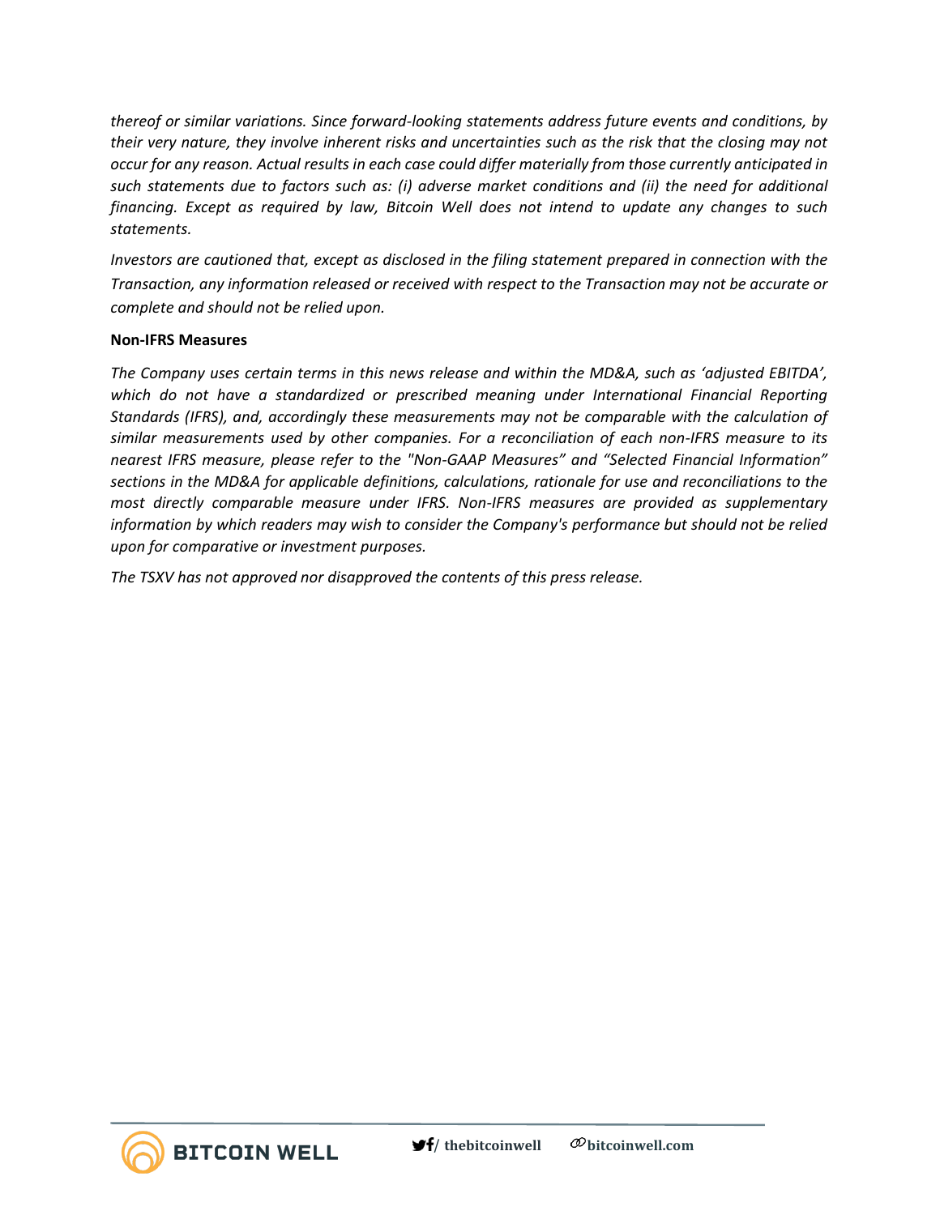*thereof or similar variations. Since forward-looking statements address future events and conditions, by their very nature, they involve inherent risks and uncertainties such as the risk that the closing may not occur for any reason. Actual results in each case could differ materially from those currently anticipated in such statements due to factors such as: (i) adverse market conditions and (ii) the need for additional financing. Except as required by law, Bitcoin Well does not intend to update any changes to such statements.*

*Investors are cautioned that, except as disclosed in the filing statement prepared in connection with the Transaction, any information released or received with respect to the Transaction may not be accurate or complete and should not be relied upon.*

**Non-IFRS Measures**

*The Company uses certain terms in this news release and within the MD&A, such as 'adjusted EBITDA', which do not have a standardized or prescribed meaning under International Financial Reporting Standards (IFRS), and, accordingly these measurements may not be comparable with the calculation of similar measurements used by other companies. For a reconciliation of each non-IFRS measure to its nearest IFRS measure, please refer to the "Non-GAAP Measures" and "Selected Financial Information" sections in the MD&A for applicable definitions, calculations, rationale for use and reconciliations to the most directly comparable measure under IFRS. Non-IFRS measures are provided as supplementary information by which readers may wish to consider the Company's performance but should not be relied upon for comparative or investment purposes.*

*The TSXV has not approved nor disapproved the contents of this press release.*